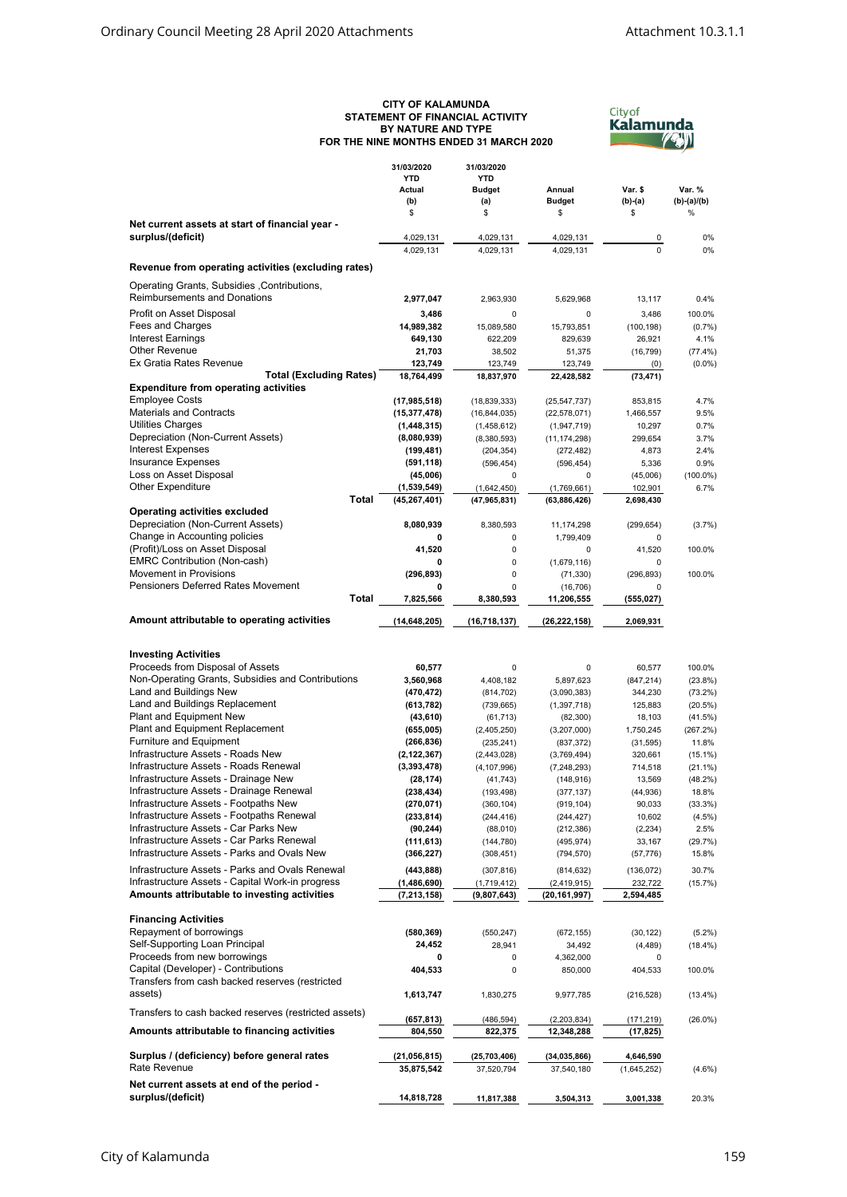# CITY OF KALAMUNDA
## STATEMENT OF FINANCIAL ACTIVITY
## BY NATURE AND TYPE
## FOR THE NINE MONTHS ENDED 31 MARCH 2020

| | 31/03/2020 YTD Actual (b) $ | 31/03/2020 YTD Budget (a) $ | Annual Budget $ | Var. $ (b)-(a) $ | Var. % (b)-(a)/(b) % |
|---|---|---|---|---|---|
| **Net current assets at start of financial year - surplus/(deficit)** | 4,029,131 | 4,029,131 | 4,029,131 | 0 | 0% |
| | 4,029,131 | 4,029,131 | 4,029,131 | 0 | 0% |
| **Revenue from operating activities (excluding rates)** | | | | | |
| Operating Grants, Subsidies ,Contributions, Reimbursements and Donations | **2,977,047** | 2,963,930 | 5,629,968 | 13,117 | 0.4% |
| Profit on Asset Disposal | **3,486** | 0 | 0 | 3,486 | 100.0% |
| Fees and Charges | **14,989,382** | 15,089,580 | 15,793,851 | (100,198) | (0.7%) |
| Interest Earnings | **649,130** | 622,209 | 829,639 | 26,921 | 4.1% |
| Other Revenue | **21,703** | 38,502 | 51,375 | (16,799) | (77.4%) |
| Ex Gratia Rates Revenue | **123,749** | 123,749 | 123,749 | (0) | (0.0%) |
| **Total (Excluding Rates)** | **18,764,499** | **18,837,970** | **22,428,582** | **(73,471)** | |
| **Expenditure from operating activities** | | | | | |
| Employee Costs | **(17,985,518)** | (18,839,333) | (25,547,737) | 853,815 | 4.7% |
| Materials and Contracts | **(15,377,478)** | (16,844,035) | (22,578,071) | 1,466,557 | 9.5% |
| Utilities Charges | **(1,448,315)** | (1,458,612) | (1,947,719) | 10,297 | 0.7% |
| Depreciation (Non-Current Assets) | **(8,080,939)** | (8,380,593) | (11,174,298) | 299,654 | 3.7% |
| Interest Expenses | **(199,481)** | (204,354) | (272,482) | 4,873 | 2.4% |
| Insurance Expenses | **(591,118)** | (596,454) | (596,454) | 5,336 | 0.9% |
| Loss on Asset Disposal | **(45,006)** | 0 | 0 | (45,006) | (100.0%) |
| Other Expenditure | **(1,539,549)** | (1,642,450) | (1,769,661) | 102,901 | 6.7% |
| **Total** | **(45,267,401)** | **(47,965,831)** | **(63,886,426)** | **2,698,430** | |
| **Operating activities excluded** | | | | | |
| Depreciation (Non-Current Assets) | **8,080,939** | 8,380,593 | 11,174,298 | (299,654) | (3.7%) |
| Change in Accounting policies | **0** | 0 | 1,799,409 | 0 | |
| (Profit)/Loss on Asset Disposal | **41,520** | 0 | 0 | 41,520 | 100.0% |
| EMRC Contribution (Non-cash) | **0** | 0 | (1,679,116) | 0 | |
| Movement in Provisions | **(296,893)** | 0 | (71,330) | (296,893) | 100.0% |
| Pensioners Deferred Rates Movement | **0** | 0 | (16,706) | 0 | |
| **Total** | **7,825,566** | **8,380,593** | **11,206,555** | **(555,027)** | |
| **Amount attributable to operating activities** | **(14,648,205)** | **(16,718,137)** | **(26,222,158)** | **2,069,931** | |
| **Investing Activities** | | | | | |
| Proceeds from Disposal of Assets | **60,577** | 0 | 0 | 60,577 | 100.0% |
| Non-Operating Grants, Subsidies and Contributions | **3,560,968** | 4,408,182 | 5,897,623 | (847,214) | (23.8%) |
| Land and Buildings New | **(470,472)** | (814,702) | (3,090,383) | 344,230 | (73.2%) |
| Land and Buildings Replacement | **(613,782)** | (739,665) | (1,397,718) | 125,883 | (20.5%) |
| Plant and Equipment New | **(43,610)** | (61,713) | (82,300) | 18,103 | (41.5%) |
| Plant and Equipment Replacement | **(655,005)** | (2,405,250) | (3,207,000) | 1,750,245 | (267.2%) |
| Furniture and Equipment | **(266,836)** | (235,241) | (837,372) | (31,595) | 11.8% |
| Infrastructure Assets - Roads New | **(2,122,367)** | (2,443,028) | (3,769,494) | 320,661 | (15.1%) |
| Infrastructure Assets - Roads Renewal | **(3,393,478)** | (4,107,996) | (7,248,293) | 714,518 | (21.1%) |
| Infrastructure Assets - Drainage New | **(28,174)** | (41,743) | (148,916) | 13,569 | (48.2%) |
| Infrastructure Assets - Drainage Renewal | **(238,434)** | (193,498) | (377,137) | (44,936) | 18.8% |
| Infrastructure Assets - Footpaths New | **(270,071)** | (360,104) | (919,104) | 90,033 | (33.3%) |
| Infrastructure Assets - Footpaths Renewal | **(233,814)** | (244,416) | (244,427) | 10,602 | (4.5%) |
| Infrastructure Assets - Car Parks New | **(90,244)** | (88,010) | (212,386) | (2,234) | 2.5% |
| Infrastructure Assets - Car Parks Renewal | **(111,613)** | (144,780) | (495,974) | 33,167 | (29.7%) |
| Infrastructure Assets - Parks and Ovals New | **(366,227)** | (308,451) | (794,570) | (57,776) | 15.8% |
| Infrastructure Assets - Parks and Ovals Renewal | **(443,888)** | (307,816) | (814,632) | (136,072) | 30.7% |
| Infrastructure Assets - Capital Work-in progress | **(1,486,690)** | (1,719,412) | (2,419,915) | 232,722 | (15.7%) |
| **Amounts attributable to investing activities** | **(7,213,158)** | **(9,807,643)** | **(20,161,997)** | **2,594,485** | |
| **Financing Activities** | | | | | |
| Repayment of borrowings | **(580,369)** | (550,247) | (672,155) | (30,122) | (5.2%) |
| Self-Supporting Loan Principal | **24,452** | 28,941 | 34,492 | (4,489) | (18.4%) |
| Proceeds from new borrowings | **0** | 0 | 4,362,000 | 0 | |
| Capital (Developer) - Contributions | **404,533** | 0 | 850,000 | 404,533 | 100.0% |
| Transfers from cash backed reserves (restricted assets) | **1,613,747** | 1,830,275 | 9,977,785 | (216,528) | (13.4%) |
| Transfers to cash backed reserves (restricted assets) | **(657,813)** | (486,594) | (2,203,834) | (171,219) | (26.0%) |
| **Amounts attributable to financing activities** | **804,550** | **822,375** | **12,348,288** | **(17,825)** | |
| **Surplus / (deficiency) before general rates** | **(21,056,815)** | **(25,703,406)** | **(34,035,866)** | **4,646,590** | |
| Rate Revenue | **35,875,542** | 37,520,794 | 37,540,180 | (1,645,252) | (4.6%) |
| **Net current assets at end of the period - surplus/(deficit)** | **14,818,728** | **11,817,388** | **3,504,313** | **3,001,338** | 20.3% |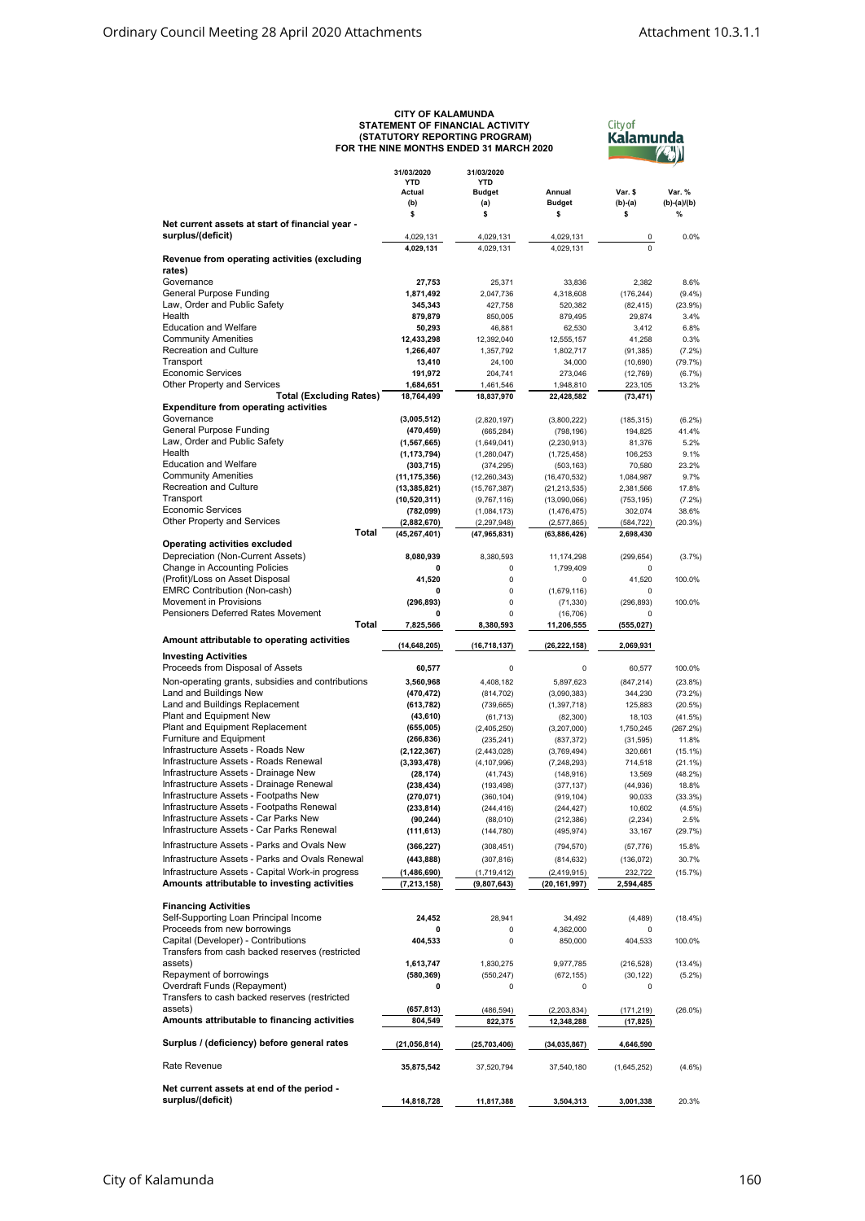# CITY OF KALAMUNDA
## STATEMENT OF FINANCIAL ACTIVITY
## (STATUTORY REPORTING PROGRAM)
## FOR THE NINE MONTHS ENDED 31 MARCH 2020

| | 31/03/2020 YTD Actual (b) $ | 31/03/2020 YTD Budget (a) $ | Annual Budget $ | Var. $ (b)-(a) $ | Var. % (b)-(a)/(b) % |
|---|---|---|---|---|---|
| **Net current assets at start of financial year - surplus/(deficit)** | 4,029,131 | 4,029,131 | 4,029,131 | 0 | 0.0% |
| | 4,029,131 | 4,029,131 | 4,029,131 | 0 | |
| **Revenue from operating activities (excluding rates)** | | | | | |
| Governance | **27,753** | 25,371 | 33,836 | 2,382 | 8.6% |
| General Purpose Funding | **1,871,492** | 2,047,736 | 4,318,608 | (176,244) | (9.4%) |
| Law, Order and Public Safety | **345,343** | 427,758 | 520,382 | (82,415) | (23.9%) |
| Health | **879,879** | 850,005 | 879,495 | 29,874 | 3.4% |
| Education and Welfare | **50,293** | 46,881 | 62,530 | 3,412 | 6.8% |
| Community Amenities | **12,433,298** | 12,392,040 | 12,555,157 | 41,258 | 0.3% |
| Recreation and Culture | **1,266,407** | 1,357,792 | 1,802,717 | (91,385) | (7.2%) |
| Transport | **13,410** | 24,100 | 34,000 | (10,690) | (79.7%) |
| Economic Services | **191,972** | 204,741 | 273,046 | (12,769) | (6.7%) |
| Other Property and Services | **1,684,651** | 1,461,546 | 1,948,810 | 223,105 | 13.2% |
| **Total (Excluding Rates)** | **18,764,499** | **18,837,970** | **22,428,582** | **(73,471)** | |
| **Expenditure from operating activities** | | | | | |
| Governance | **(3,005,512)** | (2,820,197) | (3,800,222) | (185,315) | (6.2%) |
| General Purpose Funding | **(470,459)** | (665,284) | (798,196) | 194,825 | 41.4% |
| Law, Order and Public Safety | **(1,567,665)** | (1,649,041) | (2,230,913) | 81,376 | 5.2% |
| Health | **(1,173,794)** | (1,280,047) | (1,725,458) | 106,253 | 9.1% |
| Education and Welfare | **(303,715)** | (374,295) | (503,163) | 70,580 | 23.2% |
| Community Amenities | **(11,175,356)** | (12,260,343) | (16,470,532) | 1,084,987 | 9.7% |
| Recreation and Culture | **(13,385,821)** | (15,767,387) | (21,213,535) | 2,381,566 | 17.8% |
| Transport | **(10,520,311)** | (9,767,116) | (13,090,066) | (753,195) | (7.2%) |
| Economic Services | **(782,099)** | (1,084,173) | (1,476,475) | 302,074 | 38.6% |
| Other Property and Services | **(2,882,670)** | (2,297,948) | (2,577,865) | (584,722) | (20.3%) |
| **Total** | **(45,267,401)** | **(47,965,831)** | **(63,886,426)** | **2,698,430** | |
| **Operating activities excluded** | | | | | |
| Depreciation (Non-Current Assets) | **8,080,939** | 8,380,593 | 11,174,298 | (299,654) | (3.7%) |
| Change in Accounting Policies | **0** | 0 | 1,799,409 | 0 | |
| (Profit)/Loss on Asset Disposal | **41,520** | 0 | 0 | 41,520 | 100.0% |
| EMRC Contribution (Non-cash) | **0** | 0 | (1,679,116) | 0 | |
| Movement in Provisions | **(296,893)** | 0 | (71,330) | (296,893) | 100.0% |
| Pensioners Deferred Rates Movement | **0** | 0 | (16,706) | 0 | |
| **Total** | **7,825,566** | **8,380,593** | **11,206,555** | **(555,027)** | |
| **Amount attributable to operating activities** | **(14,648,205)** | **(16,718,137)** | **(26,222,158)** | **2,069,931** | |
| **Investing Activities** | | | | | |
| Proceeds from Disposal of Assets | **60,577** | 0 | 0 | 60,577 | 100.0% |
| Non-operating grants, subsidies and contributions | **3,560,968** | 4,408,182 | 5,897,623 | (847,214) | (23.8%) |
| Land and Buildings New | **(470,472)** | (814,702) | (3,090,383) | 344,230 | (73.2%) |
| Land and Buildings Replacement | **(613,782)** | (739,665) | (1,397,718) | 125,883 | (20.5%) |
| Plant and Equipment New | **(43,610)** | (61,713) | (82,300) | 18,103 | (41.5%) |
| Plant and Equipment Replacement | **(655,005)** | (2,405,250) | (3,207,000) | 1,750,245 | (267.2%) |
| Furniture and Equipment | **(266,836)** | (235,241) | (837,372) | (31,595) | 11.8% |
| Infrastructure Assets - Roads New | **(2,122,367)** | (2,443,028) | (3,769,494) | 320,661 | (15.1%) |
| Infrastructure Assets - Roads Renewal | **(3,393,478)** | (4,107,996) | (7,248,293) | 714,518 | (21.1%) |
| Infrastructure Assets - Drainage New | **(28,174)** | (41,743) | (148,916) | 13,569 | (48.2%) |
| Infrastructure Assets - Drainage Renewal | **(238,434)** | (193,498) | (377,137) | (44,936) | 18.8% |
| Infrastructure Assets - Footpaths New | **(270,071)** | (360,104) | (919,104) | 90,033 | (33.3%) |
| Infrastructure Assets - Footpaths Renewal | **(233,814)** | (244,416) | (244,427) | 10,602 | (4.5%) |
| Infrastructure Assets - Car Parks New | **(90,244)** | (88,010) | (212,386) | (2,234) | 2.5% |
| Infrastructure Assets - Car Parks Renewal | **(111,613)** | (144,780) | (495,974) | 33,167 | (29.7%) |
| Infrastructure Assets - Parks and Ovals New | **(366,227)** | (308,451) | (794,570) | (57,776) | 15.8% |
| Infrastructure Assets - Parks and Ovals Renewal | **(443,888)** | (307,816) | (814,632) | (136,072) | 30.7% |
| Infrastructure Assets - Capital Work-in progress | **(1,486,690)** | (1,719,412) | (2,419,915) | 232,722 | (15.7%) |
| **Amounts attributable to investing activities** | **(7,213,158)** | **(9,807,643)** | **(20,161,997)** | **2,594,485** | |
| **Financing Activities** | | | | | |
| Self-Supporting Loan Principal Income | **24,452** | 28,941 | 34,492 | (4,489) | (18.4%) |
| Proceeds from new borrowings | **0** | 0 | 4,362,000 | 0 | |
| Capital (Developer) - Contributions | **404,533** | 0 | 850,000 | 404,533 | 100.0% |
| Transfers from cash backed reserves (restricted assets) | **1,613,747** | 1,830,275 | 9,977,785 | (216,528) | (13.4%) |
| Repayment of borrowings | **(580,369)** | (550,247) | (672,155) | (30,122) | (5.2%) |
| Overdraft Funds (Repayment) | **0** | 0 | 0 | 0 | |
| Transfers to cash backed reserves (restricted assets) | **(657,813)** | (486,594) | (2,203,834) | (171,219) | (26.0%) |
| **Amounts attributable to financing activities** | **804,549** | **822,375** | **12,348,288** | **(17,825)** | |
| **Surplus / (deficiency) before general rates** | **(21,056,814)** | **(25,703,406)** | **(34,035,867)** | **4,646,590** | |
| Rate Revenue | **35,875,542** | 37,520,794 | 37,540,180 | (1,645,252) | (4.6%) |
| **Net current assets at end of the period - surplus/(deficit)** | **14,818,728** | **11,817,388** | **3,504,313** | **3,001,338** | 20.3% |